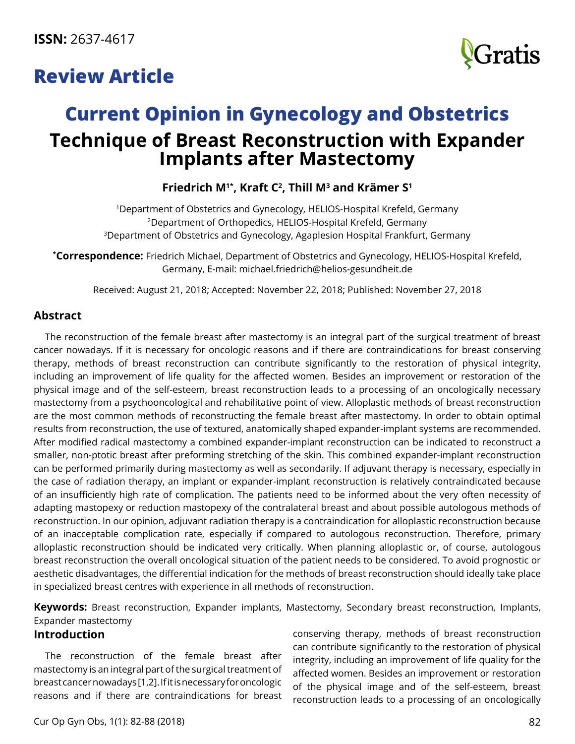**ISSN:** 2637-4617

# Review Article

## Current Opinion in Gynecology and Obstetrics

# Technique of Breast Reconstruction with Expander Implants after Mastectomy

**Friedrich M[1*], Kraft C[2], Thill M[3] and Krämer S[1]**

[1]Department of Obstetrics and Gynecology, HELIOS-Hospital Krefeld, Germany
[2]Department of Orthopedics, HELIOS-Hospital Krefeld, Germany
[3]Department of Obstetrics and Gynecology, Agaplesion Hospital Frankfurt, Germany

**[*]Correspondence:** Friedrich Michael, Department of Obstetrics and Gynecology, HELIOS-Hospital Krefeld, Germany, E-mail: michael.friedrich@helios-gesundheit.de

Received: August 21, 2018; Accepted: November 22, 2018; Published: November 27, 2018

## Abstract

The reconstruction of the female breast after mastectomy is an integral part of the surgical treatment of breast cancer nowadays. If it is necessary for oncologic reasons and if there are contraindications for breast conserving therapy, methods of breast reconstruction can contribute significantly to the restoration of physical integrity, including an improvement of life quality for the affected women. Besides an improvement or restoration of the physical image and of the self-esteem, breast reconstruction leads to a processing of an oncologically necessary mastectomy from a psychooncological and rehabilitative point of view. Alloplastic methods of breast reconstruction are the most common methods of reconstructing the female breast after mastectomy. In order to obtain optimal results from reconstruction, the use of textured, anatomically shaped expander-implant systems are recommended. After modified radical mastectomy a combined expander-implant reconstruction can be indicated to reconstruct a smaller, non-ptotic breast after preforming stretching of the skin. This combined expander-implant reconstruction can be performed primarily during mastectomy as well as secondarily. If adjuvant therapy is necessary, especially in the case of radiation therapy, an implant or expander-implant reconstruction is relatively contraindicated because of an insufficiently high rate of complication. The patients need to be informed about the very often necessity of adapting mastopexy or reduction mastopexy of the contralateral breast and about possible autologous methods of reconstruction. In our opinion, adjuvant radiation therapy is a contraindication for alloplastic reconstruction because of an inacceptable complication rate, especially if compared to autologous reconstruction. Therefore, primary alloplastic reconstruction should be indicated very critically. When planning alloplastic or, of course, autologous breast reconstruction the overall oncological situation of the patient needs to be considered. To avoid prognostic or aesthetic disadvantages, the differential indication for the methods of breast reconstruction should ideally take place in specialized breast centres with experience in all methods of reconstruction.

**Keywords:** Breast reconstruction, Expander implants, Mastectomy, Secondary breast reconstruction, Implants, Expander mastectomy

## Introduction

The reconstruction of the female breast after mastectomy is an integral part of the surgical treatment of breast cancer nowadays [1,2]. If it is necessary for oncologic reasons and if there are contraindications for breast conserving therapy, methods of breast reconstruction can contribute significantly to the restoration of physical integrity, including an improvement of life quality for the affected women. Besides an improvement or restoration of the physical image and of the self-esteem, breast reconstruction leads to a processing of an oncologically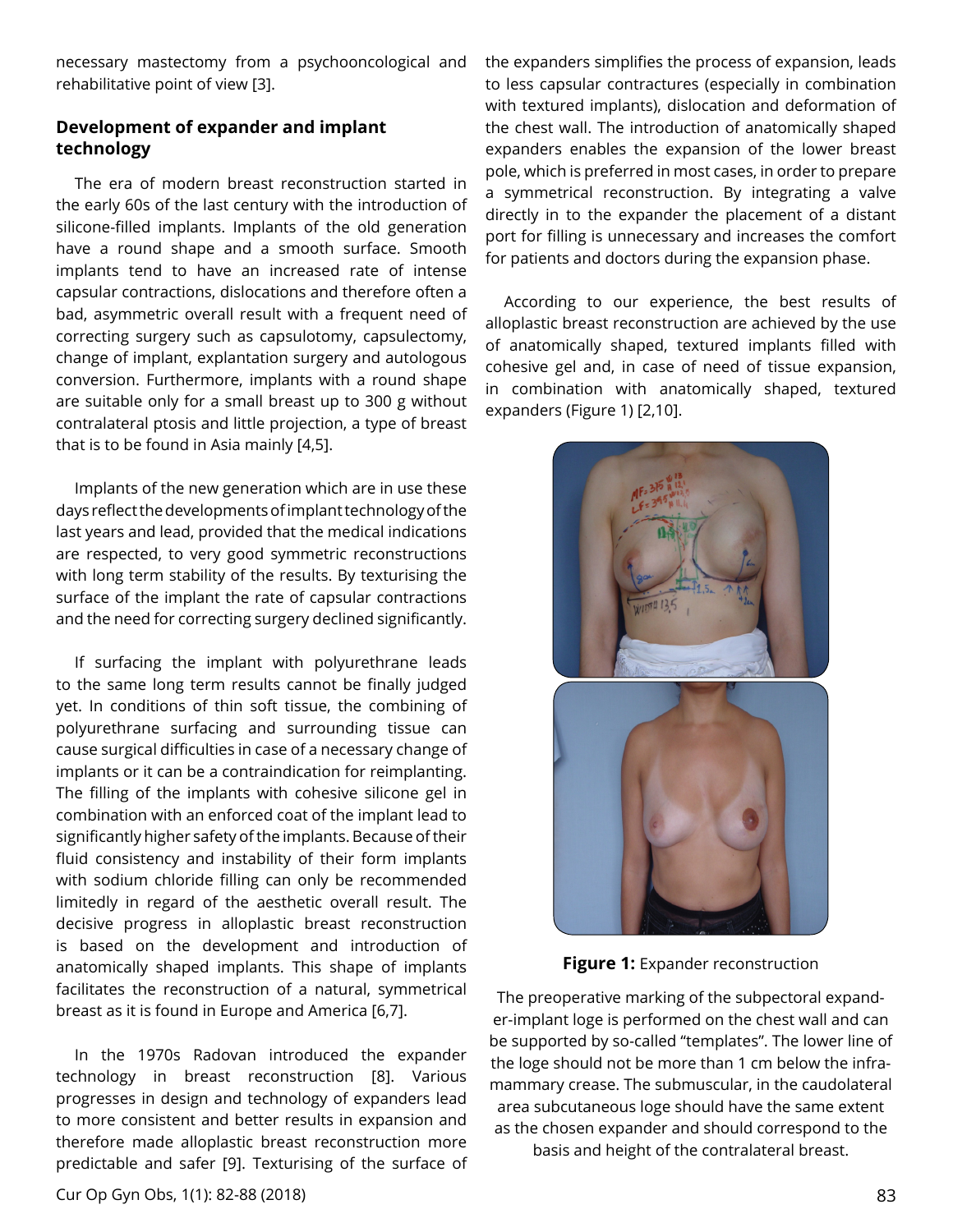necessary mastectomy from a psychooncological and rehabilitative point of view [3].

## Development of expander and implant technology

The era of modern breast reconstruction started in the early 60s of the last century with the introduction of silicone-filled implants. Implants of the old generation have a round shape and a smooth surface. Smooth implants tend to have an increased rate of intense capsular contractions, dislocations and therefore often a bad, asymmetric overall result with a frequent need of correcting surgery such as capsulotomy, capsulectomy, change of implant, explantation surgery and autologous conversion. Furthermore, implants with a round shape are suitable only for a small breast up to 300 g without contralateral ptosis and little projection, a type of breast that is to be found in Asia mainly [4,5].

Implants of the new generation which are in use these days reflect the developments of implant technology of the last years and lead, provided that the medical indications are respected, to very good symmetric reconstructions with long term stability of the results. By texturising the surface of the implant the rate of capsular contractions and the need for correcting surgery declined significantly.

If surfacing the implant with polyurethrane leads to the same long term results cannot be finally judged yet. In conditions of thin soft tissue, the combining of polyurethrane surfacing and surrounding tissue can cause surgical difficulties in case of a necessary change of implants or it can be a contraindication for reimplanting. The filling of the implants with cohesive silicone gel in combination with an enforced coat of the implant lead to significantly higher safety of the implants. Because of their fluid consistency and instability of their form implants with sodium chloride filling can only be recommended limitedly in regard of the aesthetic overall result. The decisive progress in alloplastic breast reconstruction is based on the development and introduction of anatomically shaped implants. This shape of implants facilitates the reconstruction of a natural, symmetrical breast as it is found in Europe and America [6,7].

In the 1970s Radovan introduced the expander technology in breast reconstruction [8]. Various progresses in design and technology of expanders lead to more consistent and better results in expansion and therefore made alloplastic breast reconstruction more predictable and safer [9]. Texturising of the surface of the expanders simplifies the process of expansion, leads to less capsular contractures (especially in combination with textured implants), dislocation and deformation of the chest wall. The introduction of anatomically shaped expanders enables the expansion of the lower breast pole, which is preferred in most cases, in order to prepare a symmetrical reconstruction. By integrating a valve directly in to the expander the placement of a distant port for filling is unnecessary and increases the comfort for patients and doctors during the expansion phase.

According to our experience, the best results of alloplastic breast reconstruction are achieved by the use of anatomically shaped, textured implants filled with cohesive gel and, in case of need of tissue expansion, in combination with anatomically shaped, textured expanders (Figure 1) [2,10].

**Figure 1:** Expander reconstruction

The preoperative marking of the subpectoral expander-implant loge is performed on the chest wall and can be supported by so-called "templates". The lower line of the loge should not be more than 1 cm below the inframammary crease. The submuscular, in the caudolateral area subcutaneous loge should have the same extent as the chosen expander and should correspond to the basis and height of the contralateral breast.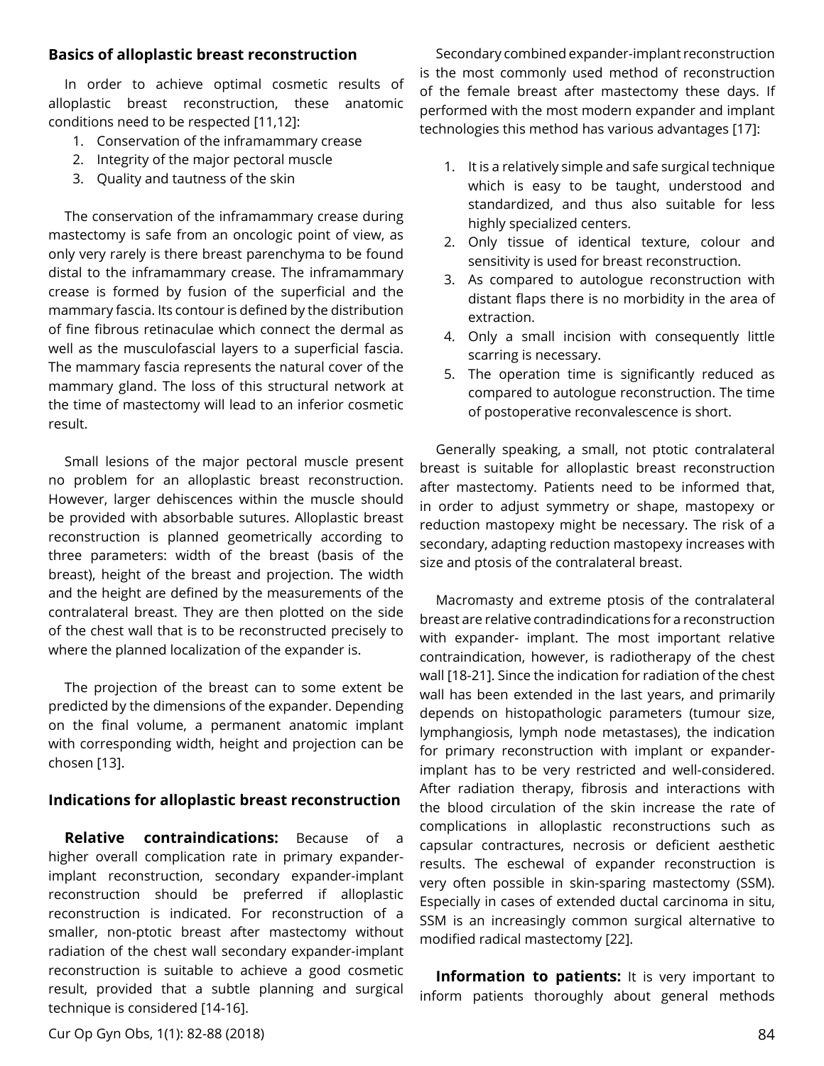## Basics of alloplastic breast reconstruction

In order to achieve optimal cosmetic results of alloplastic breast reconstruction, these anatomic conditions need to be respected [11,12]:

1. Conservation of the inframammary crease
2. Integrity of the major pectoral muscle
3. Quality and tautness of the skin

The conservation of the inframammary crease during mastectomy is safe from an oncologic point of view, as only very rarely is there breast parenchyma to be found distal to the inframammary crease. The inframammary crease is formed by fusion of the superficial and the mammary fascia. Its contour is defined by the distribution of fine fibrous retinaculae which connect the dermal as well as the musculofascial layers to a superficial fascia. The mammary fascia represents the natural cover of the mammary gland. The loss of this structural network at the time of mastectomy will lead to an inferior cosmetic result.

Small lesions of the major pectoral muscle present no problem for an alloplastic breast reconstruction. However, larger dehiscences within the muscle should be provided with absorbable sutures. Alloplastic breast reconstruction is planned geometrically according to three parameters: width of the breast (basis of the breast), height of the breast and projection. The width and the height are defined by the measurements of the contralateral breast. They are then plotted on the side of the chest wall that is to be reconstructed precisely to where the planned localization of the expander is.

The projection of the breast can to some extent be predicted by the dimensions of the expander. Depending on the final volume, a permanent anatomic implant with corresponding width, height and projection can be chosen [13].

## Indications for alloplastic breast reconstruction

**Relative contraindications:** Because of a higher overall complication rate in primary expander-implant reconstruction, secondary expander-implant reconstruction should be preferred if alloplastic reconstruction is indicated. For reconstruction of a smaller, non-ptotic breast after mastectomy without radiation of the chest wall secondary expander-implant reconstruction is suitable to achieve a good cosmetic result, provided that a subtle planning and surgical technique is considered [14-16].

Secondary combined expander-implant reconstruction is the most commonly used method of reconstruction of the female breast after mastectomy these days. If performed with the most modern expander and implant technologies this method has various advantages [17]:

1. It is a relatively simple and safe surgical technique which is easy to be taught, understood and standardized, and thus also suitable for less highly specialized centers.
2. Only tissue of identical texture, colour and sensitivity is used for breast reconstruction.
3. As compared to autologue reconstruction with distant flaps there is no morbidity in the area of extraction.
4. Only a small incision with consequently little scarring is necessary.
5. The operation time is significantly reduced as compared to autologue reconstruction. The time of postoperative reconvalescence is short.

Generally speaking, a small, not ptotic contralateral breast is suitable for alloplastic breast reconstruction after mastectomy. Patients need to be informed that, in order to adjust symmetry or shape, mastopexy or reduction mastopexy might be necessary. The risk of a secondary, adapting reduction mastopexy increases with size and ptosis of the contralateral breast.

Macromasty and extreme ptosis of the contralateral breast are relative contradindications for a reconstruction with expander- implant. The most important relative contraindication, however, is radiotherapy of the chest wall [18-21]. Since the indication for radiation of the chest wall has been extended in the last years, and primarily depends on histopathologic parameters (tumour size, lymphangiosis, lymph node metastases), the indication for primary reconstruction with implant or expander-implant has to be very restricted and well-considered. After radiation therapy, fibrosis and interactions with the blood circulation of the skin increase the rate of complications in alloplastic reconstructions such as capsular contractures, necrosis or deficient aesthetic results. The eschewal of expander reconstruction is very often possible in skin-sparing mastectomy (SSM). Especially in cases of extended ductal carcinoma in situ, SSM is an increasingly common surgical alternative to modified radical mastectomy [22].

**Information to patients:** It is very important to inform patients thoroughly about general methods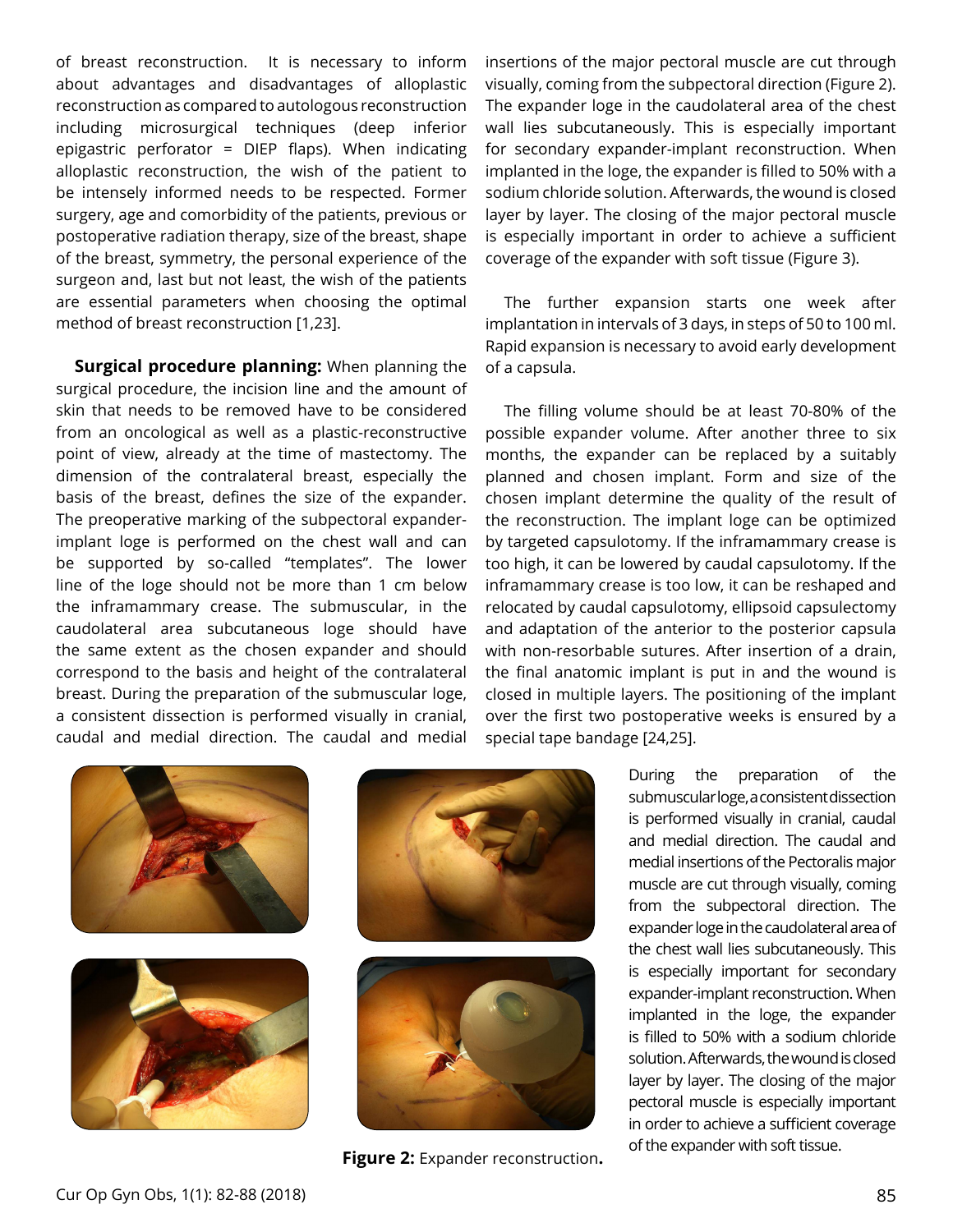of breast reconstruction. It is necessary to inform about advantages and disadvantages of alloplastic reconstruction as compared to autologous reconstruction including microsurgical techniques (deep inferior epigastric perforator = DIEP flaps). When indicating alloplastic reconstruction, the wish of the patient to be intensely informed needs to be respected. Former surgery, age and comorbidity of the patients, previous or postoperative radiation therapy, size of the breast, shape of the breast, symmetry, the personal experience of the surgeon and, last but not least, the wish of the patients are essential parameters when choosing the optimal method of breast reconstruction [1,23].

**Surgical procedure planning:** When planning the surgical procedure, the incision line and the amount of skin that needs to be removed have to be considered from an oncological as well as a plastic-reconstructive point of view, already at the time of mastectomy. The dimension of the contralateral breast, especially the basis of the breast, defines the size of the expander. The preoperative marking of the subpectoral expander-implant loge is performed on the chest wall and can be supported by so-called "templates". The lower line of the loge should not be more than 1 cm below the inframammary crease. The submuscular, in the caudolateral area subcutaneous loge should have the same extent as the chosen expander and should correspond to the basis and height of the contralateral breast. During the preparation of the submuscular loge, a consistent dissection is performed visually in cranial, caudal and medial direction. The caudal and medial insertions of the major pectoral muscle are cut through visually, coming from the subpectoral direction (Figure 2). The expander loge in the caudolateral area of the chest wall lies subcutaneously. This is especially important for secondary expander-implant reconstruction. When implanted in the loge, the expander is filled to 50% with a sodium chloride solution. Afterwards, the wound is closed layer by layer. The closing of the major pectoral muscle is especially important in order to achieve a sufficient coverage of the expander with soft tissue (Figure 3).

The further expansion starts one week after implantation in intervals of 3 days, in steps of 50 to 100 ml. Rapid expansion is necessary to avoid early development of a capsula.

The filling volume should be at least 70-80% of the possible expander volume. After another three to six months, the expander can be replaced by a suitably planned and chosen implant. Form and size of the chosen implant determine the quality of the result of the reconstruction. The implant loge can be optimized by targeted capsulotomy. If the inframammary crease is too high, it can be lowered by caudal capsulotomy. If the inframammary crease is too low, it can be reshaped and relocated by caudal capsulotomy, ellipsoid capsulectomy and adaptation of the anterior to the posterior capsula with non-resorbable sutures. After insertion of a drain, the final anatomic implant is put in and the wound is closed in multiple layers. The positioning of the implant over the first two postoperative weeks is ensured by a special tape bandage [24,25].

During the preparation of the submuscular loge, a consistent dissection is performed visually in cranial, caudal and medial direction. The caudal and medial insertions of the Pectoralis major muscle are cut through visually, coming from the subpectoral direction. The expander loge in the caudolateral area of the chest wall lies subcutaneously. This is especially important for secondary expander-implant reconstruction. When implanted in the loge, the expander is filled to 50% with a sodium chloride solution. Afterwards, the wound is closed layer by layer. The closing of the major pectoral muscle is especially important in order to achieve a sufficient coverage of the expander with soft tissue.

**Figure 2:** Expander reconstruction.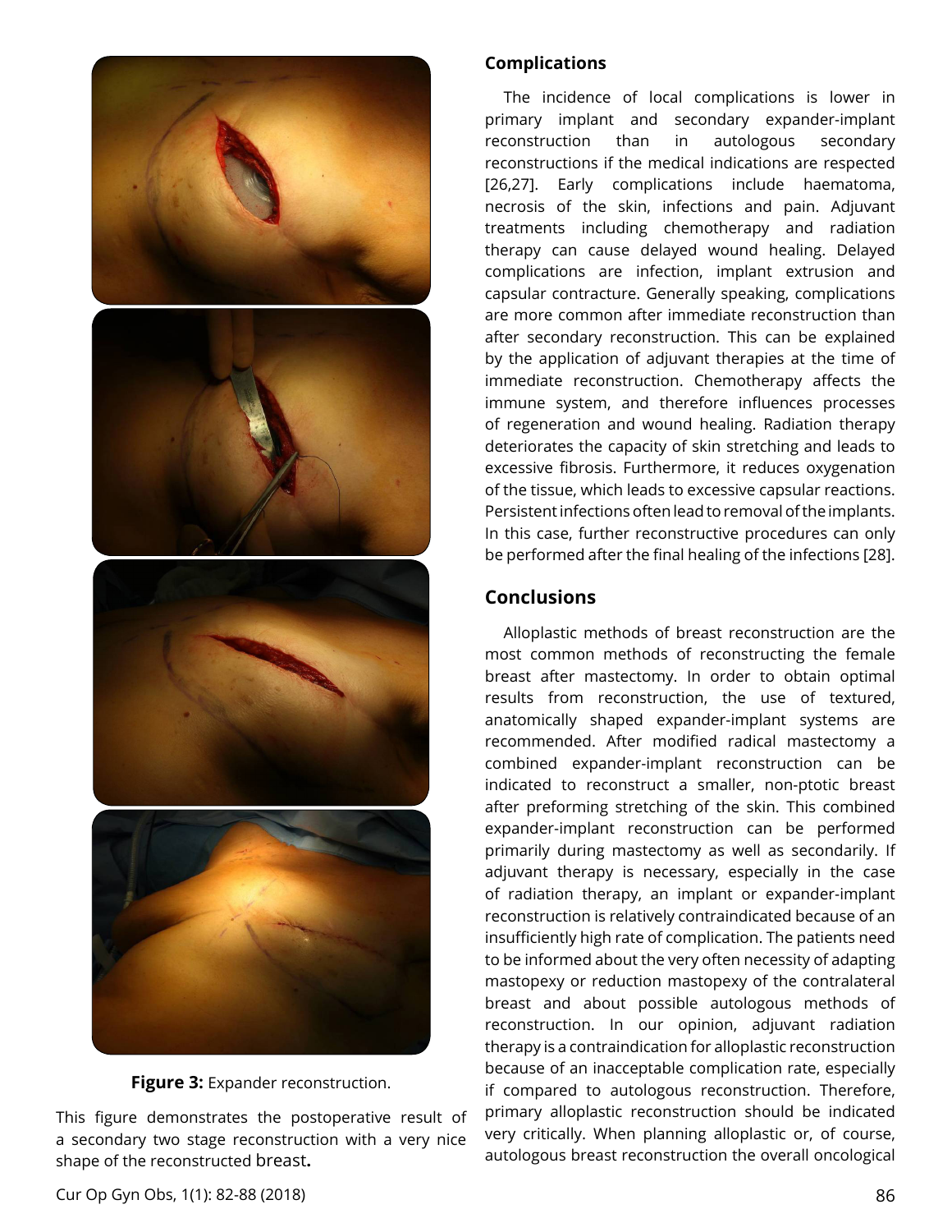**Figure 3:** Expander reconstruction.

This figure demonstrates the postoperative result of a secondary two stage reconstruction with a very nice shape of the reconstructed breast**.**

## Complications

The incidence of local complications is lower in primary implant and secondary expander-implant reconstruction than in autologous secondary reconstructions if the medical indications are respected [26,27]. Early complications include haematoma, necrosis of the skin, infections and pain. Adjuvant treatments including chemotherapy and radiation therapy can cause delayed wound healing. Delayed complications are infection, implant extrusion and capsular contracture. Generally speaking, complications are more common after immediate reconstruction than after secondary reconstruction. This can be explained by the application of adjuvant therapies at the time of immediate reconstruction. Chemotherapy affects the immune system, and therefore influences processes of regeneration and wound healing. Radiation therapy deteriorates the capacity of skin stretching and leads to excessive fibrosis. Furthermore, it reduces oxygenation of the tissue, which leads to excessive capsular reactions. Persistent infections often lead to removal of the implants. In this case, further reconstructive procedures can only be performed after the final healing of the infections [28].

## Conclusions

Alloplastic methods of breast reconstruction are the most common methods of reconstructing the female breast after mastectomy. In order to obtain optimal results from reconstruction, the use of textured, anatomically shaped expander-implant systems are recommended. After modified radical mastectomy a combined expander-implant reconstruction can be indicated to reconstruct a smaller, non-ptotic breast after preforming stretching of the skin. This combined expander-implant reconstruction can be performed primarily during mastectomy as well as secondarily. If adjuvant therapy is necessary, especially in the case of radiation therapy, an implant or expander-implant reconstruction is relatively contraindicated because of an insufficiently high rate of complication. The patients need to be informed about the very often necessity of adapting mastopexy or reduction mastopexy of the contralateral breast and about possible autologous methods of reconstruction. In our opinion, adjuvant radiation therapy is a contraindication for alloplastic reconstruction because of an inacceptable complication rate, especially if compared to autologous reconstruction. Therefore, primary alloplastic reconstruction should be indicated very critically. When planning alloplastic or, of course, autologous breast reconstruction the overall oncological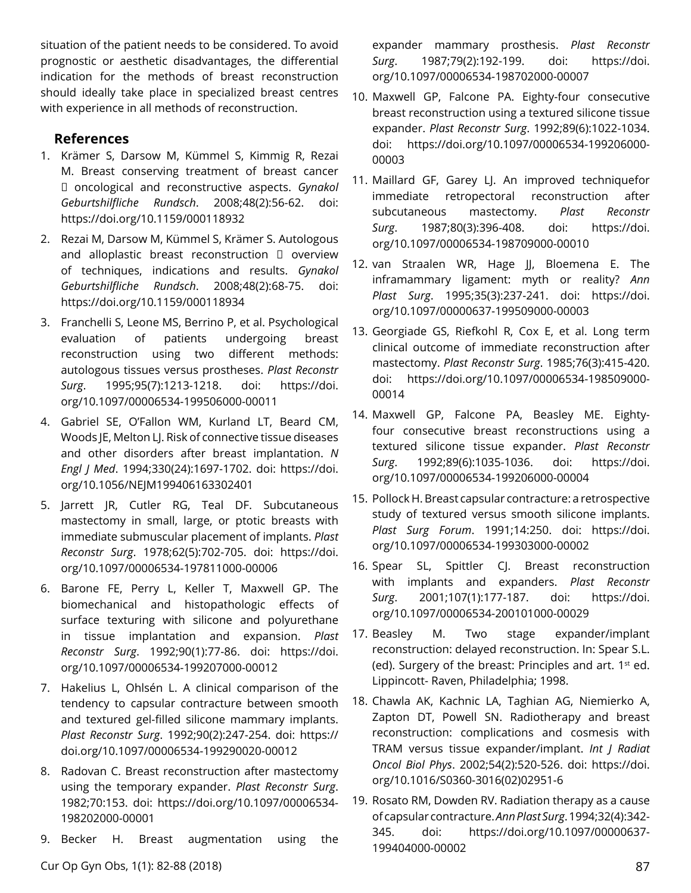situation of the patient needs to be considered. To avoid prognostic or aesthetic disadvantages, the differential indication for the methods of breast reconstruction should ideally take place in specialized breast centres with experience in all methods of reconstruction.

## References

1. Krämer S, Darsow M, Kümmel S, Kimmig R, Rezai M. Breast conserving treatment of breast cancer  oncological and reconstructive aspects. *Gynakol Geburtshilfliche Rundsch*. 2008;48(2):56-62. doi: https://doi.org/10.1159/000118932
2. Rezai M, Darsow M, Kümmel S, Krämer S. Autologous and alloplastic breast reconstruction  overview of techniques, indications and results. *Gynakol Geburtshilfliche Rundsch*. 2008;48(2):68-75. doi: https://doi.org/10.1159/000118934
3. Franchelli S, Leone MS, Berrino P, et al. Psychological evaluation of patients undergoing breast reconstruction using two different methods: autologous tissues versus prostheses. *Plast Reconstr Surg*. 1995;95(7):1213-1218. doi: https://doi.org/10.1097/00006534-199506000-00011
4. Gabriel SE, O'Fallon WM, Kurland LT, Beard CM, Woods JE, Melton LJ. Risk of connective tissue diseases and other disorders after breast implantation. *N Engl J Med*. 1994;330(24):1697-1702. doi: https://doi.org/10.1056/NEJM199406163302401
5. Jarrett JR, Cutler RG, Teal DF. Subcutaneous mastectomy in small, large, or ptotic breasts with immediate submuscular placement of implants. *Plast Reconstr Surg*. 1978;62(5):702-705. doi: https://doi.org/10.1097/00006534-197811000-00006
6. Barone FE, Perry L, Keller T, Maxwell GP. The biomechanical and histopathologic effects of surface texturing with silicone and polyurethane in tissue implantation and expansion. *Plast Reconstr Surg*. 1992;90(1):77-86. doi: https://doi.org/10.1097/00006534-199207000-00012
7. Hakelius L, Ohlsén L. A clinical comparison of the tendency to capsular contracture between smooth and textured gel-filled silicone mammary implants. *Plast Reconstr Surg*. 1992;90(2):247-254. doi: https://doi.org/10.1097/00006534-199290020-00012
8. Radovan C. Breast reconstruction after mastectomy using the temporary expander. *Plast Reconstr Surg*. 1982;70:153. doi: https://doi.org/10.1097/00006534-198202000-00001
9. Becker H. Breast augmentation using the expander mammary prosthesis. *Plast Reconstr Surg*. 1987;79(2):192-199. doi: https://doi.org/10.1097/00006534-198702000-00007
10. Maxwell GP, Falcone PA. Eighty-four consecutive breast reconstruction using a textured silicone tissue expander. *Plast Reconstr Surg*. 1992;89(6):1022-1034. doi: https://doi.org/10.1097/00006534-199206000-00003
11. Maillard GF, Garey LJ. An improved techniquefor immediate retropectoral reconstruction after subcutaneous mastectomy. *Plast Reconstr Surg*. 1987;80(3):396-408. doi: https://doi.org/10.1097/00006534-198709000-00010
12. van Straalen WR, Hage JJ, Bloemena E. The inframammary ligament: myth or reality? *Ann Plast Surg*. 1995;35(3):237-241. doi: https://doi.org/10.1097/00000637-199509000-00003
13. Georgiade GS, Riefkohl R, Cox E, et al. Long term clinical outcome of immediate reconstruction after mastectomy. *Plast Reconstr Surg*. 1985;76(3):415-420. doi: https://doi.org/10.1097/00006534-198509000-00014
14. Maxwell GP, Falcone PA, Beasley ME. Eighty-four consecutive breast reconstructions using a textured silicone tissue expander. *Plast Reconstr Surg*. 1992;89(6):1035-1036. doi: https://doi.org/10.1097/00006534-199206000-00004
15. Pollock H. Breast capsular contracture: a retrospective study of textured versus smooth silicone implants. *Plast Surg Forum*. 1991;14:250. doi: https://doi.org/10.1097/00006534-199303000-00002
16. Spear SL, Spittler CJ. Breast reconstruction with implants and expanders. *Plast Reconstr Surg*. 2001;107(1):177-187. doi: https://doi.org/10.1097/00006534-200101000-00029
17. Beasley M. Two stage expander/implant reconstruction: delayed reconstruction. In: Spear S.L. (ed). Surgery of the breast: Principles and art. 1st ed. Lippincott- Raven, Philadelphia; 1998.
18. Chawla AK, Kachnic LA, Taghian AG, Niemierko A, Zapton DT, Powell SN. Radiotherapy and breast reconstruction: complications and cosmesis with TRAM versus tissue expander/implant. *Int J Radiat Oncol Biol Phys*. 2002;54(2):520-526. doi: https://doi.org/10.1016/S0360-3016(02)02951-6
19. Rosato RM, Dowden RV. Radiation therapy as a cause of capsular contracture. *Ann Plast Surg*. 1994;32(4):342-345. doi: https://doi.org/10.1097/00000637-199404000-00002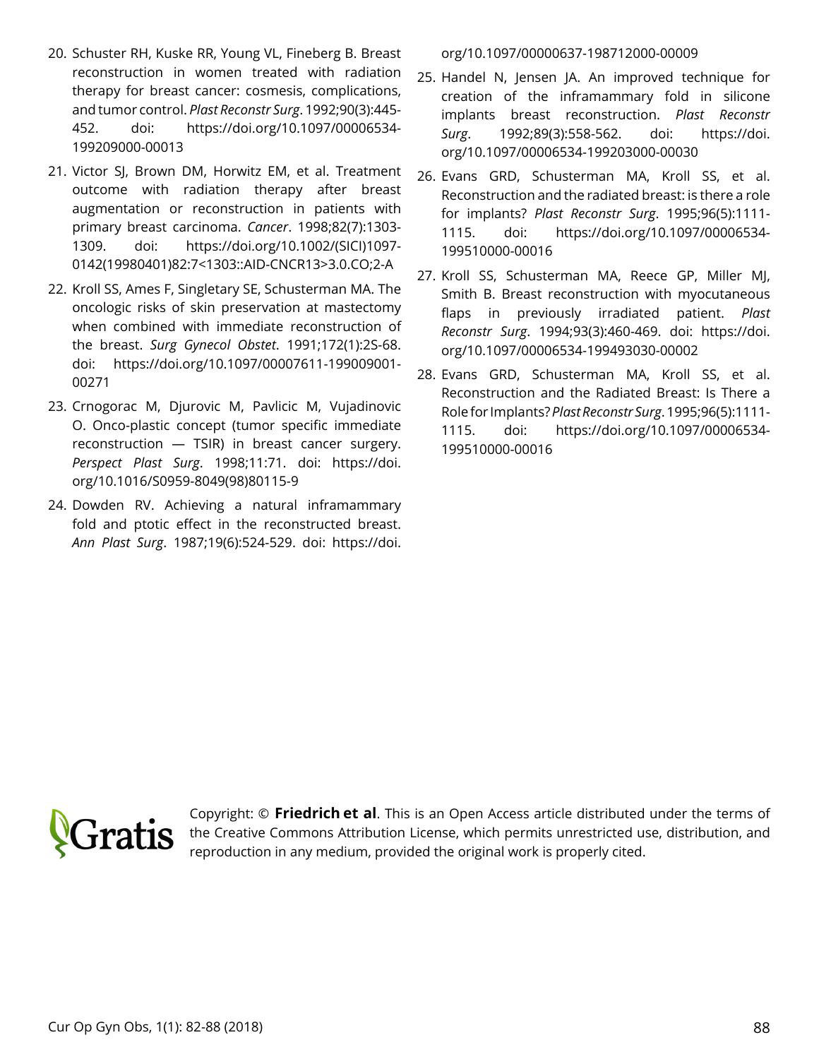20. Schuster RH, Kuske RR, Young VL, Fineberg B. Breast reconstruction in women treated with radiation therapy for breast cancer: cosmesis, complications, and tumor control. *Plast Reconstr Surg*. 1992;90(3):445-452. doi: https://doi.org/10.1097/00006534-199209000-00013

21. Victor SJ, Brown DM, Horwitz EM, et al. Treatment outcome with radiation therapy after breast augmentation or reconstruction in patients with primary breast carcinoma. *Cancer*. 1998;82(7):1303-1309. doi: https://doi.org/10.1002/(SICI)1097-0142(19980401)82:7<1303::AID-CNCR13>3.0.CO;2-A

22. Kroll SS, Ames F, Singletary SE, Schusterman MA. The oncologic risks of skin preservation at mastectomy when combined with immediate reconstruction of the breast. *Surg Gynecol Obstet*. 1991;172(1):2S-68. doi: https://doi.org/10.1097/00007611-199009001-00271

23. Crnogorac M, Djurovic M, Pavlicic M, Vujadinovic O. Onco-plastic concept (tumor specific immediate reconstruction — TSIR) in breast cancer surgery. *Perspect Plast Surg*. 1998;11:71. doi: https://doi.org/10.1016/S0959-8049(98)80115-9

24. Dowden RV. Achieving a natural inframammary fold and ptotic effect in the reconstructed breast. *Ann Plast Surg*. 1987;19(6):524-529. doi: https://doi.org/10.1097/00000637-198712000-00009

25. Handel N, Jensen JA. An improved technique for creation of the inframammary fold in silicone implants breast reconstruction. *Plast Reconstr Surg*. 1992;89(3):558-562. doi: https://doi.org/10.1097/00006534-199203000-00030

26. Evans GRD, Schusterman MA, Kroll SS, et al. Reconstruction and the radiated breast: is there a role for implants? *Plast Reconstr Surg*. 1995;96(5):1111-1115. doi: https://doi.org/10.1097/00006534-199510000-00016

27. Kroll SS, Schusterman MA, Reece GP, Miller MJ, Smith B. Breast reconstruction with myocutaneous flaps in previously irradiated patient. *Plast Reconstr Surg*. 1994;93(3):460-469. doi: https://doi.org/10.1097/00006534-199493030-00002

28. Evans GRD, Schusterman MA, Kroll SS, et al. Reconstruction and the Radiated Breast: Is There a Role for Implants? *Plast Reconstr Surg*. 1995;96(5):1111-1115. doi: https://doi.org/10.1097/00006534-199510000-00016

Gratis

Copyright: © **Friedrich et al**. This is an Open Access article distributed under the terms of the Creative Commons Attribution License, which permits unrestricted use, distribution, and reproduction in any medium, provided the original work is properly cited.